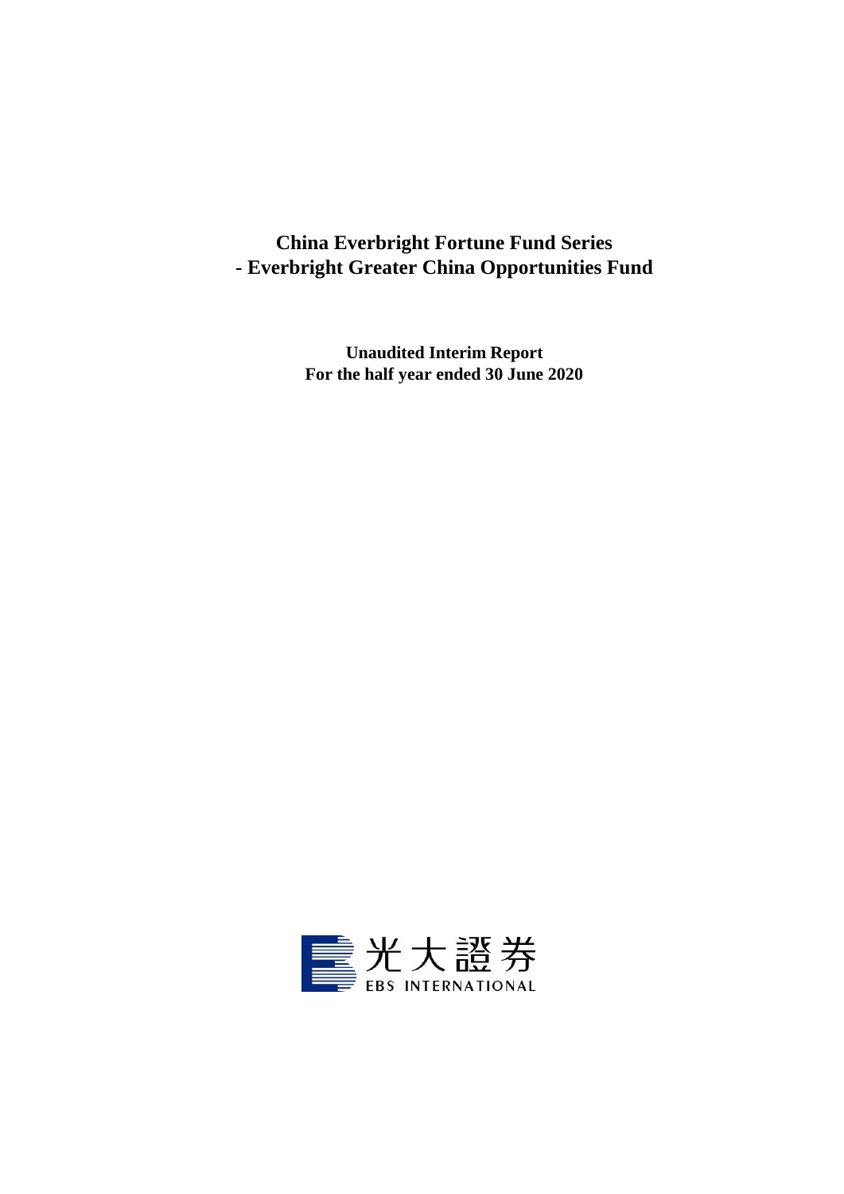# China Everbright Fortune Fund Series
# - Everbright Greater China Opportunities Fund

**Unaudited Interim Report**
**For the half year ended 30 June 2020**

光大證券
EBS INTERNATIONAL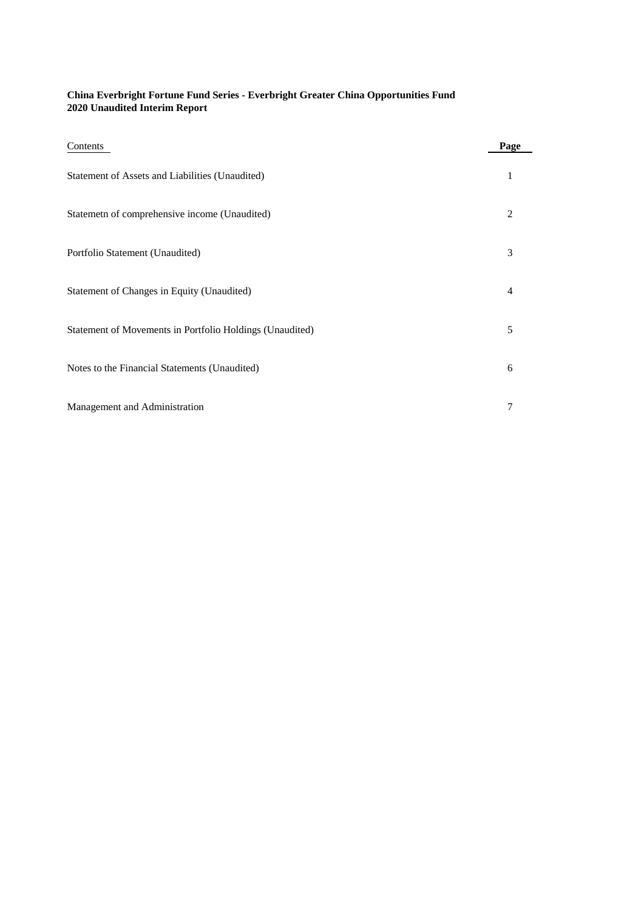**China Everbright Fortune Fund Series - Everbright Greater China Opportunities Fund**
**2020 Unaudited Interim Report**

| Contents | Page |
| --- | --- |
| Statement of Assets and Liabilities (Unaudited) | 1 |
| Statemetn of comprehensive income (Unaudited) | 2 |
| Portfolio Statement (Unaudited) | 3 |
| Statement of Changes in Equity (Unaudited) | 4 |
| Statement of Movements in Portfolio Holdings (Unaudited) | 5 |
| Notes to the Financial Statements (Unaudited) | 6 |
| Management and Administration | 7 |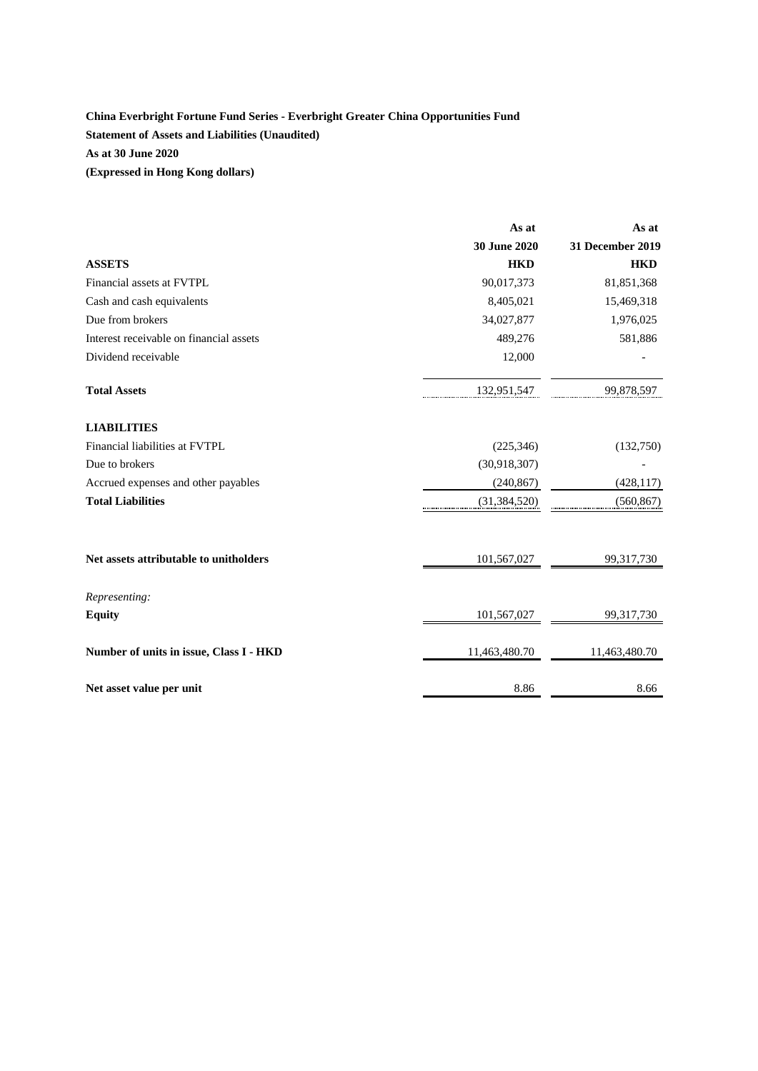**China Everbright Fortune Fund Series - Everbright Greater China Opportunities Fund**

**Statement of Assets and Liabilities (Unaudited)**

**As at 30 June 2020**

**(Expressed in Hong Kong dollars)**

| | **As at 30 June 2020 HKD** | **As at 31 December 2019 HKD** |
|---|---|---|
| **ASSETS** | | |
| Financial assets at FVTPL | 90,017,373 | 81,851,368 |
| Cash and cash equivalents | 8,405,021 | 15,469,318 |
| Due from brokers | 34,027,877 | 1,976,025 |
| Interest receivable on financial assets | 489,276 | 581,886 |
| Dividend receivable | 12,000 | - |
| **Total Assets** | 132,951,547 | 99,878,597 |
| **LIABILITIES** | | |
| Financial liabilities at FVTPL | (225,346) | (132,750) |
| Due to brokers | (30,918,307) | - |
| Accrued expenses and other payables | (240,867) | (428,117) |
| **Total Liabilities** | (31,384,520) | (560,867) |
| **Net assets attributable to unitholders** | 101,567,027 | 99,317,730 |
| *Representing:* | | |
| **Equity** | 101,567,027 | 99,317,730 |
| **Number of units in issue, Class I - HKD** | 11,463,480.70 | 11,463,480.70 |
| **Net asset value per unit** | 8.86 | 8.66 |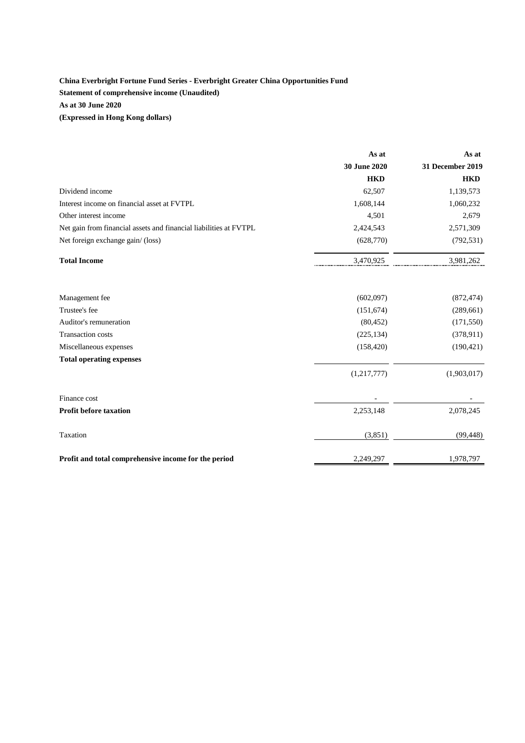**China Everbright Fortune Fund Series - Everbright Greater China Opportunities Fund**

**Statement of comprehensive income (Unaudited)**

**As at 30 June 2020**

**(Expressed in Hong Kong dollars)**

| | As at 30 June 2020 HKD | As at 31 December 2019 HKD |
|---|---|---|
| Dividend income | 62,507 | 1,139,573 |
| Interest income on financial asset at FVTPL | 1,608,144 | 1,060,232 |
| Other interest income | 4,501 | 2,679 |
| Net gain from financial assets and financial liabilities at FVTPL | 2,424,543 | 2,571,309 |
| Net foreign exchange gain/ (loss) | (628,770) | (792,531) |
| **Total Income** | 3,470,925 | 3,981,262 |
| | | |
| Management fee | (602,097) | (872,474) |
| Trustee's fee | (151,674) | (289,661) |
| Auditor's remuneration | (80,452) | (171,550) |
| Transaction costs | (225,134) | (378,911) |
| Miscellaneous expenses | (158,420) | (190,421) |
| **Total operating expenses** | (1,217,777) | (1,903,017) |
| | | |
| Finance cost | - | - |
| **Profit before taxation** | 2,253,148 | 2,078,245 |
| | | |
| Taxation | (3,851) | (99,448) |
| | | |
| **Profit and total comprehensive income for the period** | 2,249,297 | 1,978,797 |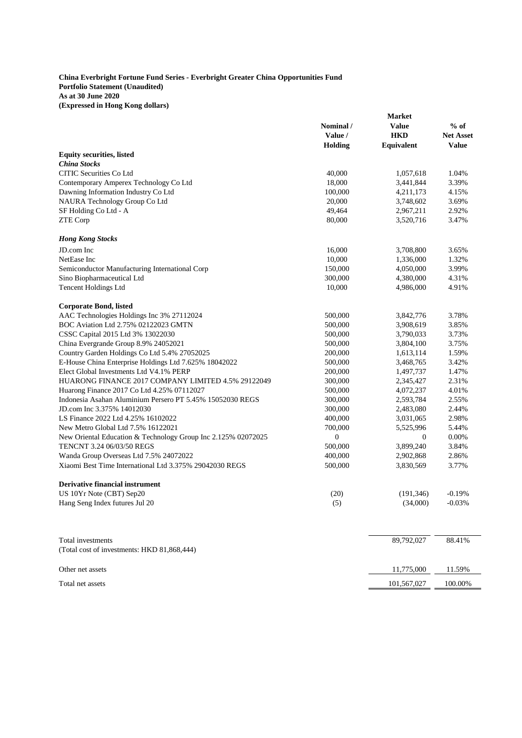**China Everbright Fortune Fund Series - Everbright Greater China Opportunities Fund**
**Portfolio Statement (Unaudited)**
**As at 30 June 2020**
**(Expressed in Hong Kong dollars)**

| | Nominal / Value / Holding | Market Value HKD Equivalent | % of Net Asset Value |
|---|---|---|---|
| **Equity securities, listed** | | | |
| ***China Stocks*** | | | |
| CITIC Securities Co Ltd | 40,000 | 1,057,618 | 1.04% |
| Contemporary Amperex Technology Co Ltd | 18,000 | 3,441,844 | 3.39% |
| Dawning Information Industry Co Ltd | 100,000 | 4,211,173 | 4.15% |
| NAURA Technology Group Co Ltd | 20,000 | 3,748,602 | 3.69% |
| SF Holding Co Ltd - A | 49,464 | 2,967,211 | 2.92% |
| ZTE Corp | 80,000 | 3,520,716 | 3.47% |
| ***Hong Kong Stocks*** | | | |
| JD.com Inc | 16,000 | 3,708,800 | 3.65% |
| NetEase Inc | 10,000 | 1,336,000 | 1.32% |
| Semiconductor Manufacturing International Corp | 150,000 | 4,050,000 | 3.99% |
| Sino Biopharmaceutical Ltd | 300,000 | 4,380,000 | 4.31% |
| Tencent Holdings Ltd | 10,000 | 4,986,000 | 4.91% |
| **Corporate Bond, listed** | | | |
| AAC Technologies Holdings Inc 3% 27112024 | 500,000 | 3,842,776 | 3.78% |
| BOC Aviation Ltd 2.75% 02122023 GMTN | 500,000 | 3,908,619 | 3.85% |
| CSSC Capital 2015 Ltd 3% 13022030 | 500,000 | 3,790,033 | 3.73% |
| China Evergrande Group 8.9% 24052021 | 500,000 | 3,804,100 | 3.75% |
| Country Garden Holdings Co Ltd 5.4% 27052025 | 200,000 | 1,613,114 | 1.59% |
| E-House China Enterprise Holdings Ltd 7.625% 18042022 | 500,000 | 3,468,765 | 3.42% |
| Elect Global Investments Ltd V4.1% PERP | 200,000 | 1,497,737 | 1.47% |
| HUARONG FINANCE 2017 COMPANY LIMITED 4.5% 29122049 | 300,000 | 2,345,427 | 2.31% |
| Huarong Finance 2017 Co Ltd 4.25% 07112027 | 500,000 | 4,072,237 | 4.01% |
| Indonesia Asahan Aluminium Persero PT 5.45% 15052030 REGS | 300,000 | 2,593,784 | 2.55% |
| JD.com Inc 3.375% 14012030 | 300,000 | 2,483,080 | 2.44% |
| LS Finance 2022 Ltd 4.25% 16102022 | 400,000 | 3,031,065 | 2.98% |
| New Metro Global Ltd 7.5% 16122021 | 700,000 | 5,525,996 | 5.44% |
| New Oriental Education & Technology Group Inc 2.125% 02072025 | 0 | 0 | 0.00% |
| TENCNT 3.24 06/03/50 REGS | 500,000 | 3,899,240 | 3.84% |
| Wanda Group Overseas Ltd 7.5% 24072022 | 400,000 | 2,902,868 | 2.86% |
| Xiaomi Best Time International Ltd 3.375% 29042030 REGS | 500,000 | 3,830,569 | 3.77% |
| **Derivative financial instrument** | | | |
| US 10Yr Note (CBT) Sep20 | (20) | (191,346) | -0.19% |
| Hang Seng Index futures Jul 20 | (5) | (34,000) | -0.03% |
| Total investments | | 89,792,027 | 88.41% |
| (Total cost of investments: HKD 81,868,444) | | | |
| Other net assets | | 11,775,000 | 11.59% |
| Total net assets | | 101,567,027 | 100.00% |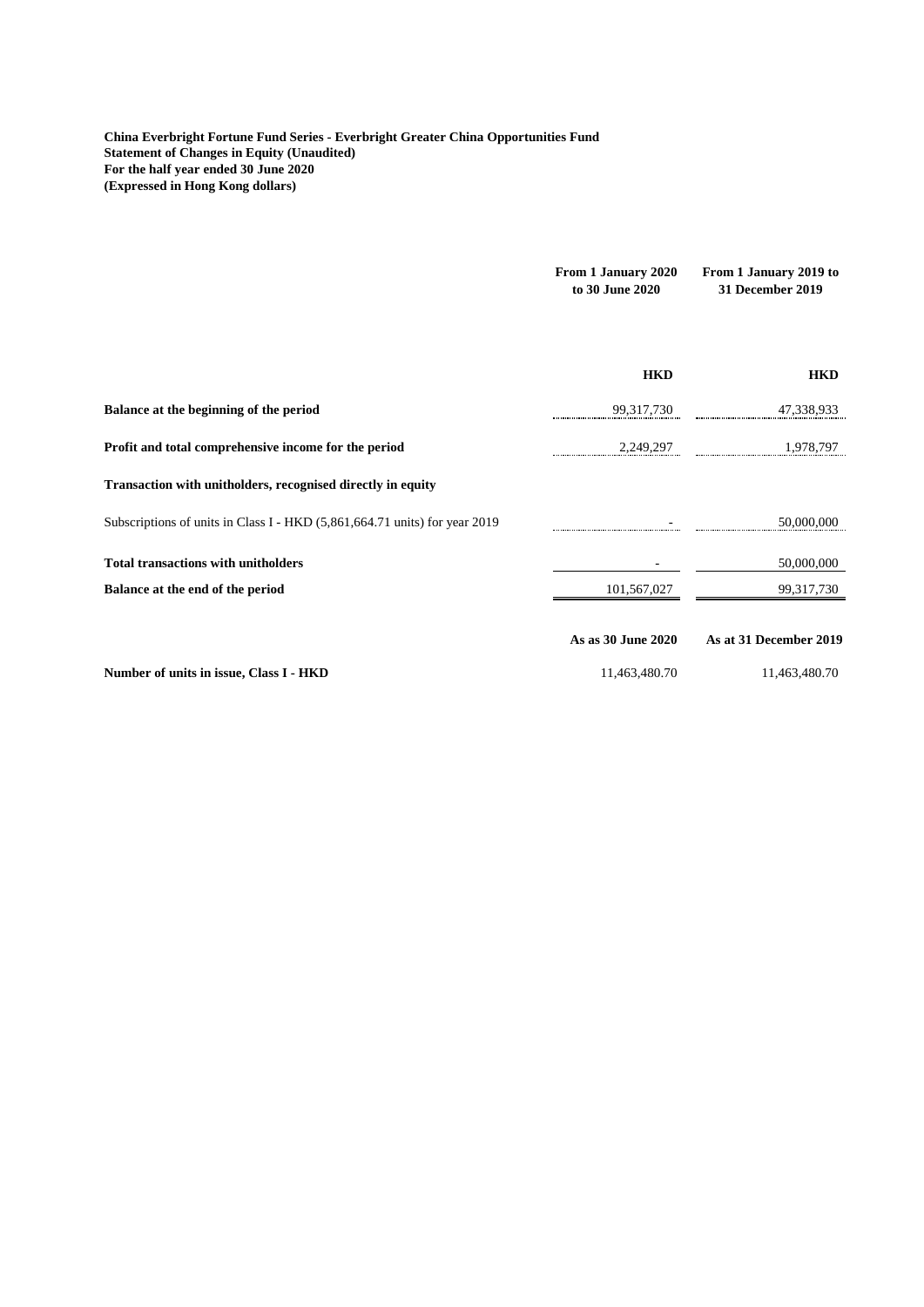**China Everbright Fortune Fund Series - Everbright Greater China Opportunities Fund**
**Statement of Changes in Equity (Unaudited)**
**For the half year ended 30 June 2020**
**(Expressed in Hong Kong dollars)**

| | From 1 January 2020 to 30 June 2020 | From 1 January 2019 to 31 December 2019 |
|---|---|---|
| | **HKD** | **HKD** |
| **Balance at the beginning of the period** | 99,317,730 | 47,338,933 |
| **Profit and total comprehensive income for the period** | 2,249,297 | 1,978,797 |
| **Transaction with unitholders, recognised directly in equity** | | |
| Subscriptions of units in Class I - HKD (5,861,664.71 units) for year 2019 | - | 50,000,000 |
| **Total transactions with unitholders** | - | 50,000,000 |
| **Balance at the end of the period** | 101,567,027 | 99,317,730 |
| | **As as 30 June 2020** | **As at 31 December 2019** |
| **Number of units in issue, Class I - HKD** | 11,463,480.70 | 11,463,480.70 |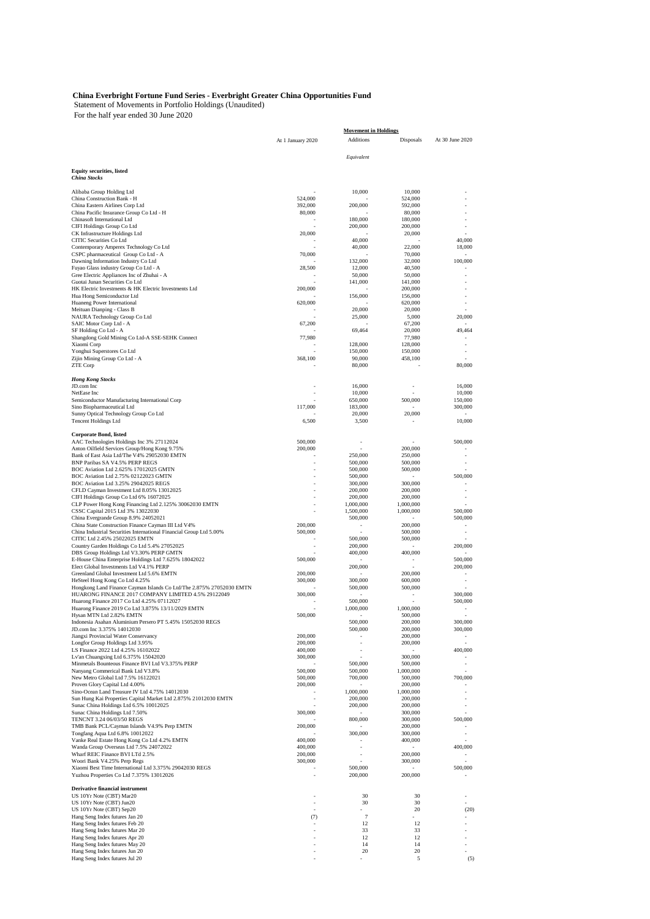**China Everbright Fortune Fund Series - Everbright Greater China Opportunities Fund**

Statement of Movements in Portfolio Holdings (Unaudited)

For the half year ended 30 June 2020

| | At 1 January 2020 | Movement in Holdings | | At 30 June 2020 |
|---|---|---|---|---|
| | | Additions | Disposals | |
| | | *Equivalent* | | |
| **Equity securities, listed** | | | | |
| ***China Stocks*** | | | | |
| Alibaba Group Holding Ltd | - | 10,000 | 10,000 | - |
| China Construction Bank - H | 524,000 | - | 524,000 | - |
| China Eastern Airlines Corp Ltd | 392,000 | 200,000 | 592,000 | - |
| China Pacific Insurance Group Co Ltd - H | 80,000 | - | 80,000 | - |
| Chinasoft International Ltd | - | 180,000 | 180,000 | - |
| CIFI Holdings Group Co Ltd | - | 200,000 | 200,000 | - |
| CK Infrastructure Holdings Ltd | 20,000 | - | 20,000 | - |
| CITIC Securities Co Ltd | - | 40,000 | - | 40,000 |
| Contemporary Amperex Technology Co Ltd | - | 40,000 | 22,000 | 18,000 |
| CSPC pharmaceutical Group Co Ltd - A | 70,000 | - | 70,000 | - |
| Dawning Information Industry Co Ltd | - | 132,000 | 32,000 | 100,000 |
| Fuyao Glass industry Group Co Ltd - A | 28,500 | 12,000 | 40,500 | - |
| Gree Electric Appliances Inc of Zhuhai - A | - | 50,000 | 50,000 | - |
| Guotai Junan Securities Co Ltd | - | 141,000 | 141,000 | - |
| HK Electric Investments & HK Electric Investments Ltd | 200,000 | - | 200,000 | - |
| Hua Hong Semiconductor Ltd | - | 156,000 | 156,000 | - |
| Huaneng Power International | 620,000 | - | 620,000 | - |
| Meituan Dianping - Class B | - | 20,000 | 20,000 | - |
| NAURA Technology Group Co Ltd | - | 25,000 | 5,000 | 20,000 |
| SAIC Motor Corp Ltd - A | 67,200 | - | 67,200 | - |
| SF Holding Co Ltd - A | - | 69,464 | 20,000 | 49,464 |
| Shangdong Gold Mining Co Ltd-A SSE-SEHK Connect | 77,980 | - | 77,980 | - |
| Xiaomi Corp | - | 128,000 | 128,000 | - |
| Yonghui Superstores Co Ltd | - | 150,000 | 150,000 | - |
| Zijin Mining Group Co Ltd - A | 368,100 | 90,000 | 458,100 | - |
| ZTE Corp | - | 80,000 | - | 80,000 |
| ***Hong Kong Stocks*** | | | | |
| JD.com Inc | - | 16,000 | - | 16,000 |
| NetEase Inc | - | 10,000 | - | 10,000 |
| Semiconductor Manufacturing International Corp | - | 650,000 | 500,000 | 150,000 |
| Sino Biopharmaceutical Ltd | 117,000 | 183,000 | - | 300,000 |
| Sunny Optical Technology Group Co Ltd | - | 20,000 | 20,000 | - |
| Tencent Holdings Ltd | 6,500 | 3,500 | - | 10,000 |
| **Corporate Bond, listed** | | | | |
| AAC Technologies Holdings Inc 3% 27112024 | 500,000 | - | - | 500,000 |
| Anton Oilfield Services Group/Hong Kong 9.75% | 200,000 | - | 200,000 | - |
| Bank of East Asia Ltd/The V4% 29052030 EMTN | - | 250,000 | 250,000 | - |
| BNP Paribas SA V4.5% PERP REGS | - | 500,000 | 500,000 | - |
| BOC Aviation Ltd 2.625% 17012025 GMTN | - | 500,000 | 500,000 | - |
| BOC Aviation Ltd 2.75% 02122023 GMTN | - | 500,000 | - | 500,000 |
| BOC Aviation Ltd 3.25% 29042025 REGS | - | 300,000 | 300,000 | - |
| CFLD Cayman Investment Ltd 8.05% 13012025 | - | 200,000 | 200,000 | - |
| CIFI Holdings Group Co Ltd 6% 16072025 | - | 200,000 | 200,000 | - |
| CLP Power Hong Kong Financing Ltd 2.125% 30062030 EMTN | - | 1,000,000 | 1,000,000 | - |
| CSSC Capital 2015 Ltd 3% 13022030 | - | 1,500,000 | 1,000,000 | 500,000 |
| China Evergrande Group 8.9% 24052021 | - | 500,000 | - | 500,000 |
| China State Construction Finance Cayman III Ltd V4% | 200,000 | - | 200,000 | - |
| China Industrial Securities International Financial Group Ltd 5.00% | 500,000 | - | 500,000 | - |
| CITIC Ltd 2.45% 25022025 EMTN | - | 500,000 | 500,000 | - |
| Country Garden Holdings Co Ltd 5.4% 27052025 | - | 200,000 | - | 200,000 |
| DBS Group Holdings Ltd V3.30% PERP GMTN | - | 400,000 | 400,000 | - |
| E-House China Enterprise Holdings Ltd 7.625% 18042022 | 500,000 | - | - | 500,000 |
| Elect Global Investments Ltd V4.1% PERP | - | 200,000 | - | 200,000 |
| Greenland Global Investment Ltd 5.6% EMTN | 200,000 | - | 200,000 | - |
| HeSteel Hong Kong Co Ltd 4.25% | 300,000 | 300,000 | 600,000 | - |
| Hongkong Land Finance Cayman Islands Co Ltd/The 2.875% 27052030 EMTN | - | 500,000 | 500,000 | - |
| HUARONG FINANCE 2017 COMPANY LIMITED 4.5% 29122049 | 300,000 | - | - | 300,000 |
| Huarong Finance 2017 Co Ltd 4.25% 07112027 | - | 500,000 | - | 500,000 |
| Huarong Finance 2019 Co Ltd 3.875% 13/11/2029 EMTN | - | 1,000,000 | 1,000,000 | - |
| Hysan MTN Ltd 2.82% EMTN | 500,000 | - | 500,000 | - |
| Indonesia Asahan Aluminium Persero PT 5.45% 15052030 REGS | - | 500,000 | 200,000 | 300,000 |
| JD.com Inc 3.375% 14012030 | - | 500,000 | 200,000 | 300,000 |
| Jiangxi Provincial Water Conservancy | 200,000 | - | 200,000 | - |
| Longfor Group Holdings Ltd 3.95% | 200,000 | - | 200,000 | - |
| LS Finance 2022 Ltd 4.25% 16102022 | 400,000 | - | - | 400,000 |
| Lv'an Chuangxing Ltd 6.375% 15042020 | 300,000 | - | 300,000 | - |
| Minmetals Bounteous Finance BVI Ltd V3.375% PERP | - | 500,000 | 500,000 | - |
| Nanyang Commerical Bank Ltd V3.8% | 500,000 | 500,000 | 1,000,000 | - |
| New Metro Global Ltd 7.5% 16122021 | 500,000 | 700,000 | 500,000 | 700,000 |
| Proven Glory Capital Ltd 4.00% | 200,000 | - | 200,000 | - |
| Sino-Ocean Land Treasure IV Ltd 4.75% 14012030 | - | 1,000,000 | 1,000,000 | - |
| Sun Hung Kai Properties Capital Market Ltd 2.875% 21012030 EMTN | - | 200,000 | 200,000 | - |
| Sunac China Holdings Ltd 6.5% 10012025 | - | 200,000 | 200,000 | - |
| Sunac China Holdings Ltd 7.50% | 300,000 | - | 300,000 | - |
| TENCNT 3.24 06/03/50 REGS | - | 800,000 | 300,000 | 500,000 |
| TMB Bank PCL/Cayman Islands V4.9% Perp EMTN | 200,000 | - | 200,000 | - |
| Tongfang Aqua Ltd 6.8% 10012022 | - | 300,000 | 300,000 | - |
| Vanke Real Estate Hong Kong Co Ltd 4.2% EMTN | 400,000 | - | 400,000 | - |
| Wanda Group Overseas Ltd 7.5% 24072022 | 400,000 | - | - | 400,000 |
| Wharf REIC Finance BVI LTd 2.5% | 200,000 | - | 200,000 | - |
| Woori Bank V4.25% Perp Regs | 300,000 | - | 300,000 | - |
| Xiaomi Best Time International Ltd 3.375% 29042030 REGS | - | 500,000 | - | 500,000 |
| Yuzhou Properties Co Ltd 7.375% 13012026 | - | 200,000 | 200,000 | - |
| **Derivative financial instrument** | | | | |
| US 10Yr Note (CBT) Mar20 | - | 30 | 30 | - |
| US 10Yr Note (CBT) Jun20 | - | 30 | 30 | - |
| US 10Yr Note (CBT) Sep20 | - | - | 20 | (20) |
| Hang Seng Index futures Jan 20 | (7) | 7 | - | - |
| Hang Seng Index futures Feb 20 | - | 12 | 12 | - |
| Hang Seng Index futures Mar 20 | - | 33 | 33 | - |
| Hang Seng Index futures Apr 20 | - | 12 | 12 | - |
| Hang Seng Index futures May 20 | - | 14 | 14 | - |
| Hang Seng Index futures Jun 20 | - | 20 | 20 | - |
| Hang Seng Index futures Jul 20 | - | - | 5 | (5) |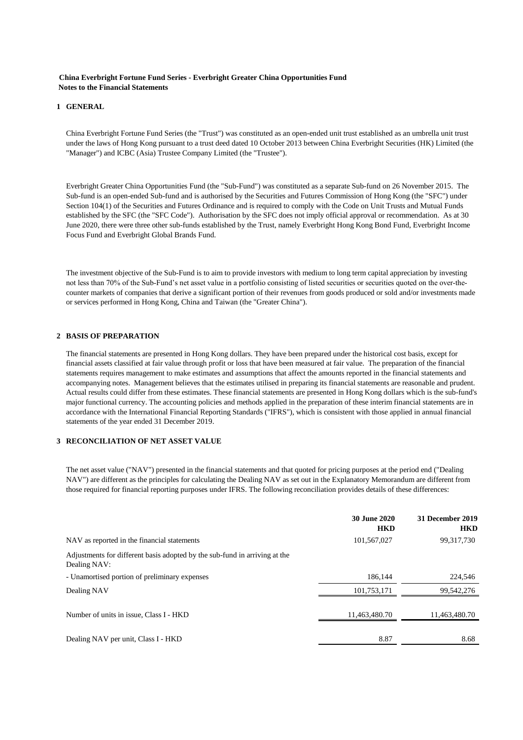**China Everbright Fortune Fund Series - Everbright Greater China Opportunities Fund**
**Notes to the Financial Statements**

## 1 GENERAL

China Everbright Fortune Fund Series (the "Trust") was constituted as an open-ended unit trust established as an umbrella unit trust under the laws of Hong Kong pursuant to a trust deed dated 10 October 2013 between China Everbright Securities (HK) Limited (the "Manager") and ICBC (Asia) Trustee Company Limited (the "Trustee").

Everbright Greater China Opportunities Fund (the "Sub-Fund") was constituted as a separate Sub-fund on 26 November 2015. The Sub-fund is an open-ended Sub-fund and is authorised by the Securities and Futures Commission of Hong Kong (the "SFC") under Section 104(1) of the Securities and Futures Ordinance and is required to comply with the Code on Unit Trusts and Mutual Funds established by the SFC (the "SFC Code"). Authorisation by the SFC does not imply official approval or recommendation. As at 30 June 2020, there were three other sub-funds established by the Trust, namely Everbright Hong Kong Bond Fund, Everbright Income Focus Fund and Everbright Global Brands Fund.

The investment objective of the Sub-Fund is to aim to provide investors with medium to long term capital appreciation by investing not less than 70% of the Sub-Fund's net asset value in a portfolio consisting of listed securities or securities quoted on the over-the-counter markets of companies that derive a significant portion of their revenues from goods produced or sold and/or investments made or services performed in Hong Kong, China and Taiwan (the "Greater China").

## 2 BASIS OF PREPARATION

The financial statements are presented in Hong Kong dollars. They have been prepared under the historical cost basis, except for financial assets classified at fair value through profit or loss that have been measured at fair value. The preparation of the financial statements requires management to make estimates and assumptions that affect the amounts reported in the financial statements and accompanying notes. Management believes that the estimates utilised in preparing its financial statements are reasonable and prudent. Actual results could differ from these estimates. These financial statements are presented in Hong Kong dollars which is the sub-fund's major functional currency. The accounting policies and methods applied in the preparation of these interim financial statements are in accordance with the International Financial Reporting Standards ("IFRS"), which is consistent with those applied in annual financial statements of the year ended 31 December 2019.

## 3 RECONCILIATION OF NET ASSET VALUE

The net asset value ("NAV") presented in the financial statements and that quoted for pricing purposes at the period end ("Dealing NAV") are different as the principles for calculating the Dealing NAV as set out in the Explanatory Memorandum are different from those required for financial reporting purposes under IFRS. The following reconciliation provides details of these differences:

| | 30 June 2020 HKD | 31 December 2019 HKD |
|---|---|---|
| NAV as reported in the financial statements | 101,567,027 | 99,317,730 |
| Adjustments for different basis adopted by the sub-fund in arriving at the Dealing NAV: | | |
| - Unamortised portion of preliminary expenses | 186,144 | 224,546 |
| Dealing NAV | 101,753,171 | 99,542,276 |
| Number of units in issue, Class I - HKD | 11,463,480.70 | 11,463,480.70 |
| Dealing NAV per unit, Class I - HKD | 8.87 | 8.68 |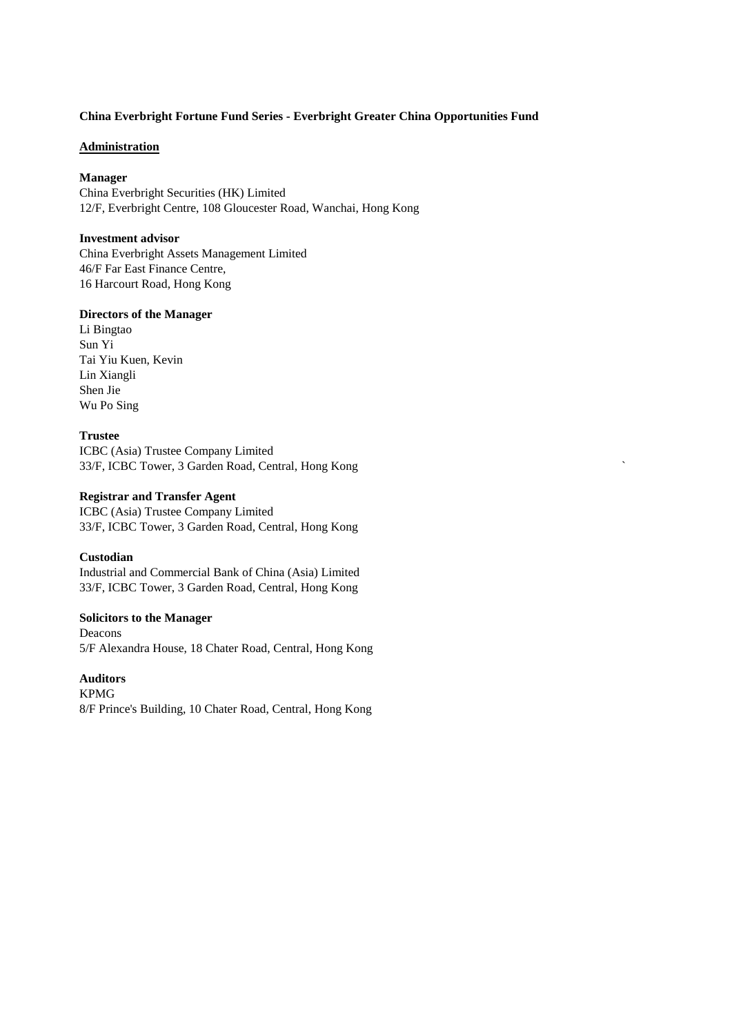**China Everbright Fortune Fund Series - Everbright Greater China Opportunities Fund**

## Administration

**Manager**
China Everbright Securities (HK) Limited
12/F, Everbright Centre, 108 Gloucester Road, Wanchai, Hong Kong

**Investment advisor**
China Everbright Assets Management Limited
46/F Far East Finance Centre,
16 Harcourt Road, Hong Kong

**Directors of the Manager**
Li Bingtao
Sun Yi
Tai Yiu Kuen, Kevin
Lin Xiangli
Shen Jie
Wu Po Sing

**Trustee**
ICBC (Asia) Trustee Company Limited
33/F, ICBC Tower, 3 Garden Road, Central, Hong Kong

**Registrar and Transfer Agent**
ICBC (Asia) Trustee Company Limited
33/F, ICBC Tower, 3 Garden Road, Central, Hong Kong

**Custodian**
Industrial and Commercial Bank of China (Asia) Limited
33/F, ICBC Tower, 3 Garden Road, Central, Hong Kong

**Solicitors to the Manager**
Deacons
5/F Alexandra House, 18 Chater Road, Central, Hong Kong

**Auditors**
KPMG
8/F Prince's Building, 10 Chater Road, Central, Hong Kong